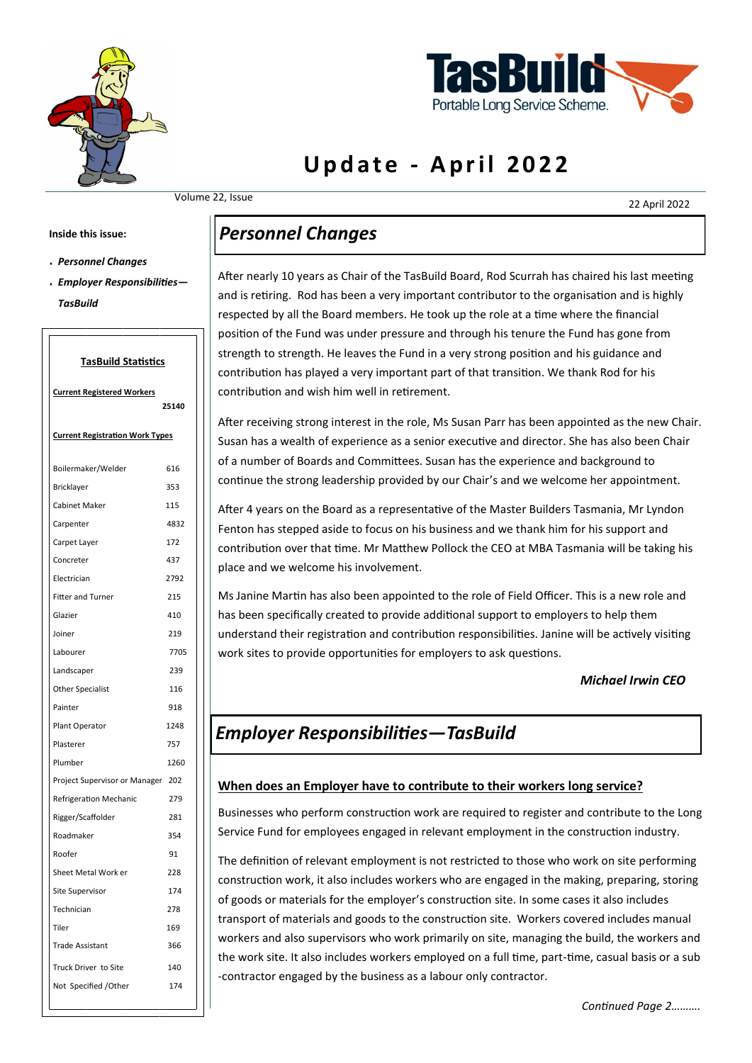TasBuild Portable Long Service Scheme.

# Update - April 2022

Volume 22, Issue

22 April 2022

**Inside this issue:**

- ***Personnel Changes***
- ***Employer Responsibilities—TasBuild***

**TasBuild Statistics**

**Current Registered Workers** 25140

**Current Registration Work Types**

| Work Type | Number |
|---|---|
| Boilermaker/Welder | 616 |
| Bricklayer | 353 |
| Cabinet Maker | 115 |
| Carpenter | 4832 |
| Carpet Layer | 172 |
| Concreter | 437 |
| Electrician | 2792 |
| Fitter and Turner | 215 |
| Glazier | 410 |
| Joiner | 219 |
| Labourer | 7705 |
| Landscaper | 239 |
| Other Specialist | 116 |
| Painter | 918 |
| Plant Operator | 1248 |
| Plasterer | 757 |
| Plumber | 1260 |
| Project Supervisor or Manager | 202 |
| Refrigeration Mechanic | 279 |
| Rigger/Scaffolder | 281 |
| Roadmaker | 354 |
| Roofer | 91 |
| Sheet Metal Work er | 228 |
| Site Supervisor | 174 |
| Technician | 278 |
| Tiler | 169 |
| Trade Assistant | 366 |
| Truck Driver to Site | 140 |
| Not Specified /Other | 174 |

## *Personnel Changes*

After nearly 10 years as Chair of the TasBuild Board, Rod Scurrah has chaired his last meeting and is retiring. Rod has been a very important contributor to the organisation and is highly respected by all the Board members. He took up the role at a time where the financial position of the Fund was under pressure and through his tenure the Fund has gone from strength to strength. He leaves the Fund in a very strong position and his guidance and contribution has played a very important part of that transition. We thank Rod for his contribution and wish him well in retirement.

After receiving strong interest in the role, Ms Susan Parr has been appointed as the new Chair. Susan has a wealth of experience as a senior executive and director. She has also been Chair of a number of Boards and Committees. Susan has the experience and background to continue the strong leadership provided by our Chair's and we welcome her appointment.

After 4 years on the Board as a representative of the Master Builders Tasmania, Mr Lyndon Fenton has stepped aside to focus on his business and we thank him for his support and contribution over that time. Mr Matthew Pollock the CEO at MBA Tasmania will be taking his place and we welcome his involvement.

Ms Janine Martin has also been appointed to the role of Field Officer. This is a new role and has been specifically created to provide additional support to employers to help them understand their registration and contribution responsibilities. Janine will be actively visiting work sites to provide opportunities for employers to ask questions.

***Michael Irwin CEO***

## *Employer Responsibilities—TasBuild*

**When does an Employer have to contribute to their workers long service?**

Businesses who perform construction work are required to register and contribute to the Long Service Fund for employees engaged in relevant employment in the construction industry.

The definition of relevant employment is not restricted to those who work on site performing construction work, it also includes workers who are engaged in the making, preparing, storing of goods or materials for the employer's construction site. In some cases it also includes transport of materials and goods to the construction site. Workers covered includes manual workers and also supervisors who work primarily on site, managing the build, the workers and the work site. It also includes workers employed on a full time, part-time, casual basis or a sub-contractor engaged by the business as a labour only contractor.

*Continued Page 2……….*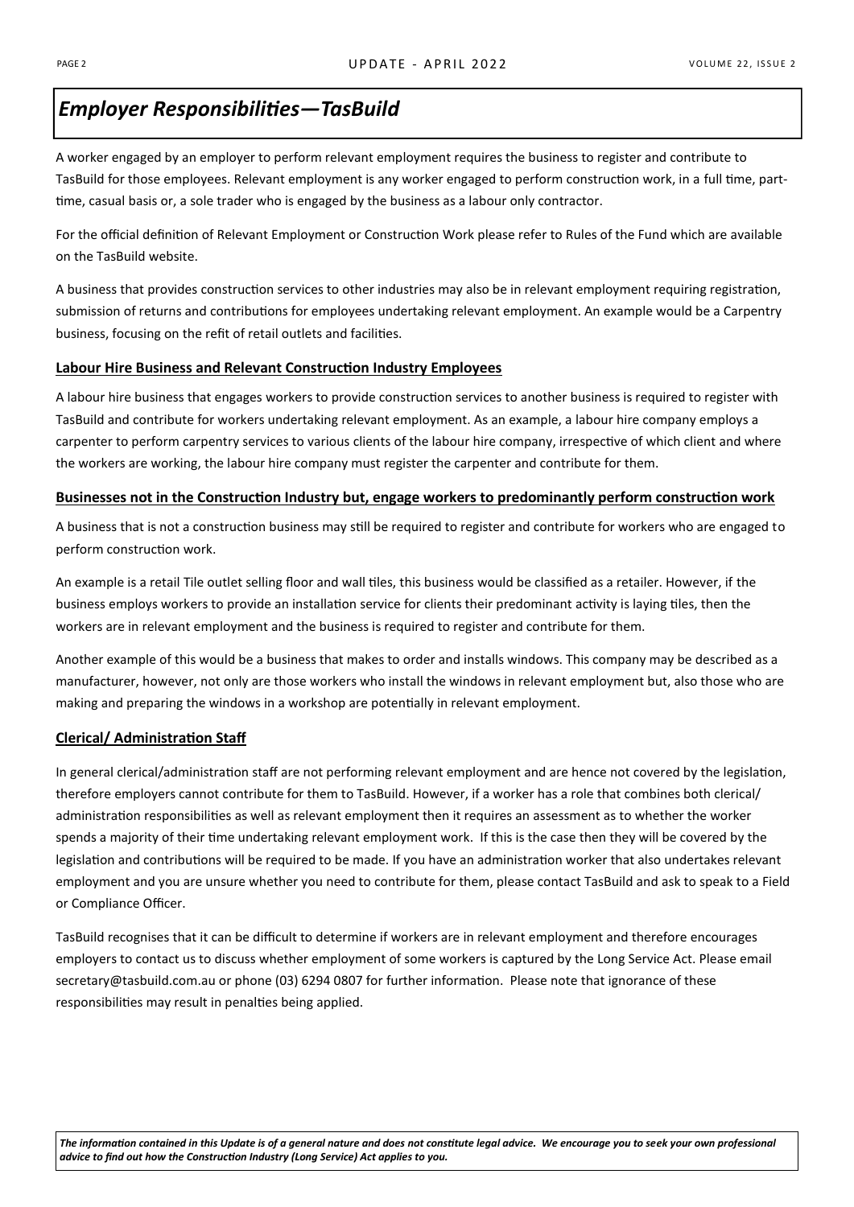# *Employer Responsibilities—TasBuild*

A worker engaged by an employer to perform relevant employment requires the business to register and contribute to TasBuild for those employees. Relevant employment is any worker engaged to perform construction work, in a full time, part-time, casual basis or, a sole trader who is engaged by the business as a labour only contractor.

For the official definition of Relevant Employment or Construction Work please refer to Rules of the Fund which are available on the TasBuild website.

A business that provides construction services to other industries may also be in relevant employment requiring registration, submission of returns and contributions for employees undertaking relevant employment. An example would be a Carpentry business, focusing on the refit of retail outlets and facilities.

**Labour Hire Business and Relevant Construction Industry Employees**

A labour hire business that engages workers to provide construction services to another business is required to register with TasBuild and contribute for workers undertaking relevant employment. As an example, a labour hire company employs a carpenter to perform carpentry services to various clients of the labour hire company, irrespective of which client and where the workers are working, the labour hire company must register the carpenter and contribute for them.

**Businesses not in the Construction Industry but, engage workers to predominantly perform construction work**

A business that is not a construction business may still be required to register and contribute for workers who are engaged to perform construction work.

An example is a retail Tile outlet selling floor and wall tiles, this business would be classified as a retailer. However, if the business employs workers to provide an installation service for clients their predominant activity is laying tiles, then the workers are in relevant employment and the business is required to register and contribute for them.

Another example of this would be a business that makes to order and installs windows. This company may be described as a manufacturer, however, not only are those workers who install the windows in relevant employment but, also those who are making and preparing the windows in a workshop are potentially in relevant employment.

**Clerical/ Administration Staff**

In general clerical/administration staff are not performing relevant employment and are hence not covered by the legislation, therefore employers cannot contribute for them to TasBuild. However, if a worker has a role that combines both clerical/ administration responsibilities as well as relevant employment then it requires an assessment as to whether the worker spends a majority of their time undertaking relevant employment work. If this is the case then they will be covered by the legislation and contributions will be required to be made. If you have an administration worker that also undertakes relevant employment and you are unsure whether you need to contribute for them, please contact TasBuild and ask to speak to a Field or Compliance Officer.

TasBuild recognises that it can be difficult to determine if workers are in relevant employment and therefore encourages employers to contact us to discuss whether employment of some workers is captured by the Long Service Act. Please email secretary@tasbuild.com.au or phone (03) 6294 0807 for further information. Please note that ignorance of these responsibilities may result in penalties being applied.

***The information contained in this Update is of a general nature and does not constitute legal advice. We encourage you to seek your own professional advice to find out how the Construction Industry (Long Service) Act applies to you.***